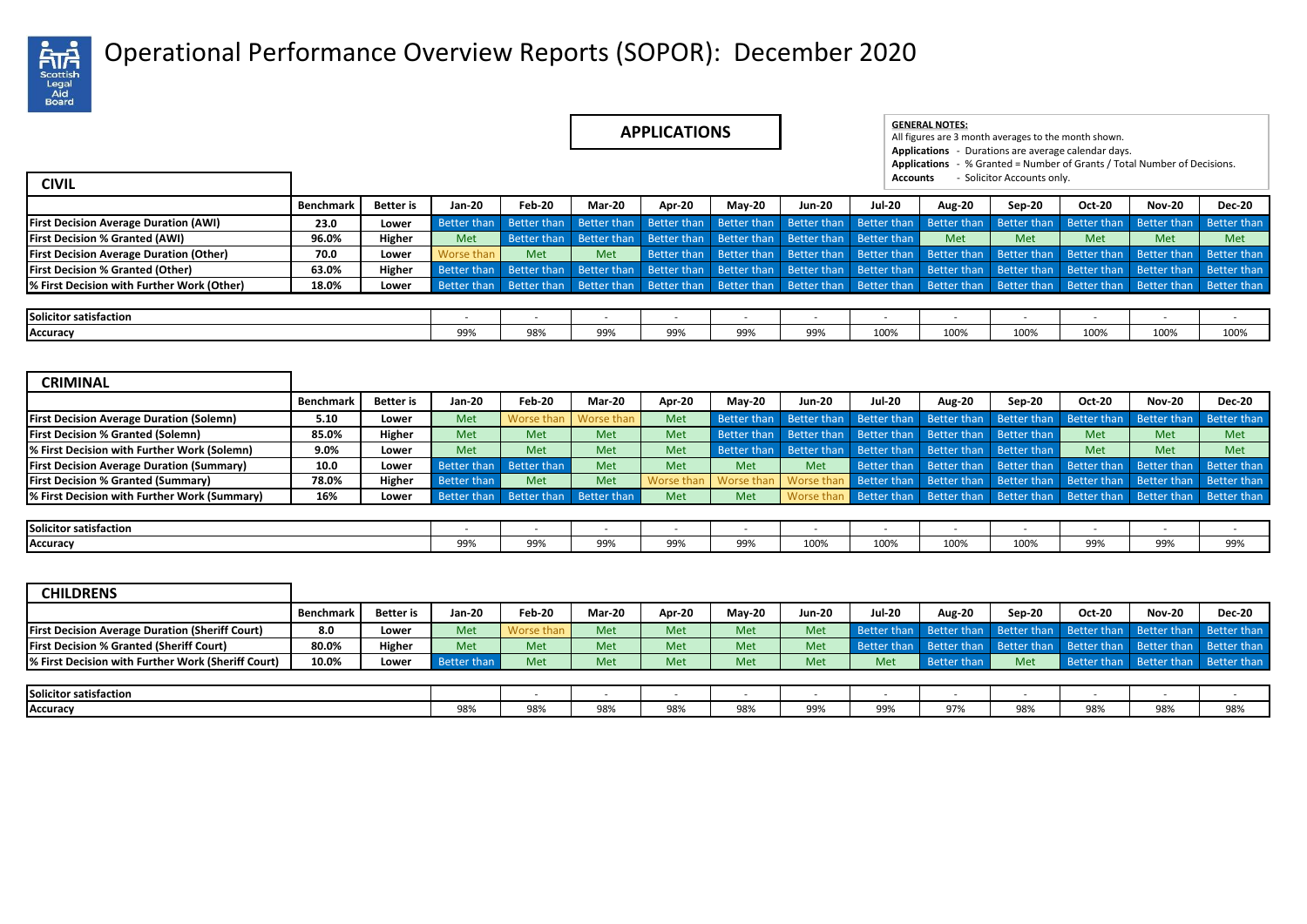# Operational Performance Overview Reports (SOPOR): December 2020

## APPLICATIONS

**GENERAL NOTES:**
All figures are 3 month averages to the month shown.
**Applications** - Durations are average calendar days.
**Applications** - % Granted = Number of Grants / Total Number of Decisions.
**Accounts** - Solicitor Accounts only.

### CIVIL

| | Benchmark | Better is | Jan-20 | Feb-20 | Mar-20 | Apr-20 | May-20 | Jun-20 | Jul-20 | Aug-20 | Sep-20 | Oct-20 | Nov-20 | Dec-20 |
|---|---|---|---|---|---|---|---|---|---|---|---|---|---|---|
| First Decision Average Duration (AWI) | 23.0 | Lower | Better than | Better than | Better than | Better than | Better than | Better than | Better than | Better than | Better than | Better than | Better than | Better than |
| First Decision % Granted (AWI) | 96.0% | Higher | Met | Better than | Better than | Better than | Better than | Better than | Better than | Met | Met | Met | Met | Met |
| First Decision Average Duration (Other) | 70.0 | Lower | Worse than | Met | Met | Better than | Better than | Better than | Better than | Better than | Better than | Better than | Better than | Better than |
| First Decision % Granted (Other) | 63.0% | Higher | Better than | Better than | Better than | Better than | Better than | Better than | Better than | Better than | Better than | Better than | Better than | Better than |
| % First Decision with Further Work (Other) | 18.0% | Lower | Better than | Better than | Better than | Better than | Better than | Better than | Better than | Better than | Better than | Better than | Better than | Better than |

| | Jan-20 | Feb-20 | Mar-20 | Apr-20 | May-20 | Jun-20 | Jul-20 | Aug-20 | Sep-20 | Oct-20 | Nov-20 | Dec-20 |
|---|---|---|---|---|---|---|---|---|---|---|---|---|
| Solicitor satisfaction | - | - | - | - | - | - | - | - | - | - | - | - |
| Accuracy | 99% | 98% | 99% | 99% | 99% | 99% | 100% | 100% | 100% | 100% | 100% | 100% |

### CRIMINAL

| | Benchmark | Better is | Jan-20 | Feb-20 | Mar-20 | Apr-20 | May-20 | Jun-20 | Jul-20 | Aug-20 | Sep-20 | Oct-20 | Nov-20 | Dec-20 |
|---|---|---|---|---|---|---|---|---|---|---|---|---|---|---|
| First Decision Average Duration (Solemn) | 5.10 | Lower | Met | Worse than | Worse than | Met | Better than | Better than | Better than | Better than | Better than | Better than | Better than | Better than |
| First Decision % Granted (Solemn) | 85.0% | Higher | Met | Met | Met | Met | Better than | Better than | Better than | Better than | Better than | Met | Met | Met |
| % First Decision with Further Work (Solemn) | 9.0% | Lower | Met | Met | Met | Met | Better than | Better than | Better than | Better than | Better than | Met | Met | Met |
| First Decision Average Duration (Summary) | 10.0 | Lower | Better than | Better than | Met | Met | Met | Met | Better than | Better than | Better than | Better than | Better than | Better than |
| First Decision % Granted (Summary) | 78.0% | Higher | Better than | Met | Met | Worse than | Worse than | Worse than | Better than | Better than | Better than | Better than | Better than | Better than |
| % First Decision with Further Work (Summary) | 16% | Lower | Better than | Better than | Better than | Met | Met | Worse than | Better than | Better than | Better than | Better than | Better than | Better than |

| | Jan-20 | Feb-20 | Mar-20 | Apr-20 | May-20 | Jun-20 | Jul-20 | Aug-20 | Sep-20 | Oct-20 | Nov-20 | Dec-20 |
|---|---|---|---|---|---|---|---|---|---|---|---|---|
| Solicitor satisfaction | - | - | - | - | - | - | - | - | - | - | - | - |
| Accuracy | 99% | 99% | 99% | 99% | 99% | 100% | 100% | 100% | 100% | 99% | 99% | 99% |

### CHILDRENS

| | Benchmark | Better is | Jan-20 | Feb-20 | Mar-20 | Apr-20 | May-20 | Jun-20 | Jul-20 | Aug-20 | Sep-20 | Oct-20 | Nov-20 | Dec-20 |
|---|---|---|---|---|---|---|---|---|---|---|---|---|---|---|
| First Decision Average Duration (Sheriff Court) | 8.0 | Lower | Met | Worse than | Met | Met | Met | Met | Better than | Better than | Better than | Better than | Better than | Better than |
| First Decision % Granted (Sheriff Court) | 80.0% | Higher | Met | Met | Met | Met | Met | Met | Better than | Better than | Better than | Better than | Better than | Better than |
| % First Decision with Further Work (Sheriff Court) | 10.0% | Lower | Better than | Met | Met | Met | Met | Met | Met | Better than | Met | Better than | Better than | Better than |

| | Jan-20 | Feb-20 | Mar-20 | Apr-20 | May-20 | Jun-20 | Jul-20 | Aug-20 | Sep-20 | Oct-20 | Nov-20 | Dec-20 |
|---|---|---|---|---|---|---|---|---|---|---|---|---|
| Solicitor satisfaction | | - | - | - | - | - | - | - | - | - | - | - |
| Accuracy | 98% | 98% | 98% | 98% | 98% | 99% | 99% | 97% | 98% | 98% | 98% | 98% |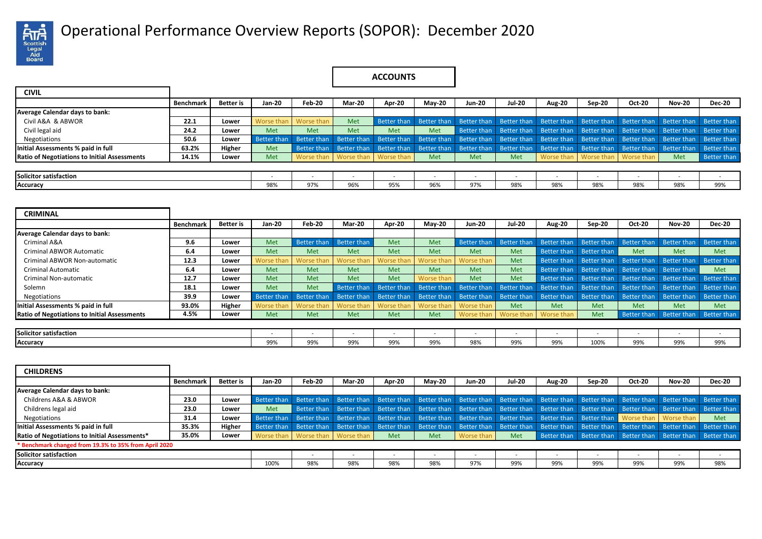# Operational Performance Overview Reports (SOPOR): December 2020

## ACCOUNTS

### CIVIL

| | Benchmark | Better is | Jan-20 | Feb-20 | Mar-20 | Apr-20 | May-20 | Jun-20 | Jul-20 | Aug-20 | Sep-20 | Oct-20 | Nov-20 | Dec-20 |
|---|---|---|---|---|---|---|---|---|---|---|---|---|---|---|
| **Average Calendar days to bank:** | | | | | | | | | | | | | | |
| Civil A&A & ABWOR | 22.1 | Lower | Worse than | Worse than | Met | Better than | Better than | Better than | Better than | Better than | Better than | Better than | Better than | Better than |
| Civil legal aid | 24.2 | Lower | Met | Met | Met | Met | Met | Better than | Better than | Better than | Better than | Better than | Better than | Better than |
| Negotiations | 50.6 | Lower | Better than | Better than | Better than | Better than | Better than | Better than | Better than | Better than | Better than | Better than | Better than | Better than |
| **Initial Assessments % paid in full** | 63.2% | Higher | Met | Better than | Better than | Better than | Better than | Better than | Better than | Better than | Better than | Better than | Better than | Better than |
| **Ratio of Negotiations to Initial Assessments** | 14.1% | Lower | Met | Worse than | Worse than | Worse than | Met | Met | Met | Worse than | Worse than | Worse than | Met | Better than |
| **Solicitor satisfaction** | | | - | - | - | - | - | - | - | - | - | - | - | - |
| **Accuracy** | | | 98% | 97% | 96% | 95% | 96% | 97% | 98% | 98% | 98% | 98% | 98% | 99% |

### CRIMINAL

| | Benchmark | Better is | Jan-20 | Feb-20 | Mar-20 | Apr-20 | May-20 | Jun-20 | Jul-20 | Aug-20 | Sep-20 | Oct-20 | Nov-20 | Dec-20 |
|---|---|---|---|---|---|---|---|---|---|---|---|---|---|---|
| **Average Calendar days to bank:** | | | | | | | | | | | | | | |
| Criminal A&A | 9.6 | Lower | Met | Better than | Better than | Met | Met | Better than | Better than | Better than | Better than | Better than | Better than | Better than |
| Criminal ABWOR Automatic | 6.4 | Lower | Met | Met | Met | Met | Met | Met | Met | Better than | Better than | Met | Met | Met |
| Criminal ABWOR Non-automatic | 12.3 | Lower | Worse than | Worse than | Worse than | Worse than | Worse than | Worse than | Met | Better than | Better than | Better than | Better than | Better than |
| Criminal Automatic | 6.4 | Lower | Met | Met | Met | Met | Met | Met | Met | Better than | Better than | Better than | Better than | Met |
| Criminal Non-automatic | 12.7 | Lower | Met | Met | Met | Met | Worse than | Met | Met | Better than | Better than | Better than | Better than | Better than |
| Solemn | 18.1 | Lower | Met | Met | Better than | Better than | Better than | Better than | Better than | Better than | Better than | Better than | Better than | Better than |
| Negotiations | 39.9 | Lower | Better than | Better than | Better than | Better than | Better than | Better than | Better than | Better than | Better than | Better than | Better than | Better than |
| **Initial Assessments % paid in full** | 93.0% | Higher | Worse than | Worse than | Worse than | Worse than | Worse than | Worse than | Met | Met | Met | Met | Met | Met |
| **Ratio of Negotiations to Initial Assessments** | 4.5% | Lower | Met | Met | Met | Met | Met | Worse than | Worse than | Worse than | Met | Better than | Better than | Better than |
| **Solicitor satisfaction** | | | - | - | - | - | - | - | - | - | - | - | - | - |
| **Accuracy** | | | 99% | 99% | 99% | 99% | 99% | 98% | 99% | 99% | 100% | 99% | 99% | 99% |

### CHILDRENS

| | Benchmark | Better is | Jan-20 | Feb-20 | Mar-20 | Apr-20 | May-20 | Jun-20 | Jul-20 | Aug-20 | Sep-20 | Oct-20 | Nov-20 | Dec-20 |
|---|---|---|---|---|---|---|---|---|---|---|---|---|---|---|
| **Average Calendar days to bank:** | | | | | | | | | | | | | | |
| Childrens A&A & ABWOR | 23.0 | Lower | Better than | Better than | Better than | Better than | Better than | Better than | Better than | Better than | Better than | Better than | Better than | Better than |
| Childrens legal aid | 23.0 | Lower | Met | Better than | Better than | Better than | Better than | Better than | Better than | Better than | Better than | Better than | Better than | Better than |
| Negotiations | 31.4 | Lower | Better than | Better than | Better than | Better than | Better than | Better than | Better than | Better than | Better than | Worse than | Worse than | Met |
| **Initial Assessments % paid in full** | 35.3% | Higher | Better than | Better than | Better than | Better than | Better than | Better than | Better than | Better than | Better than | Better than | Better than | Better than |
| **Ratio of Negotiations to Initial Assessments*** | 35.0% | Lower | Worse than | Worse than | Worse than | Met | Met | Worse than | Met | Better than | Better than | Better than | Better than | Better than |
| **Solicitor satisfaction** | | | | - | - | - | - | - | - | - | - | - | - | - |
| **Accuracy** | | | 100% | 98% | 98% | 98% | 98% | 97% | 99% | 99% | 99% | 99% | 99% | 98% |

*** Benchmark changed from 19.3% to 35% from April 2020**